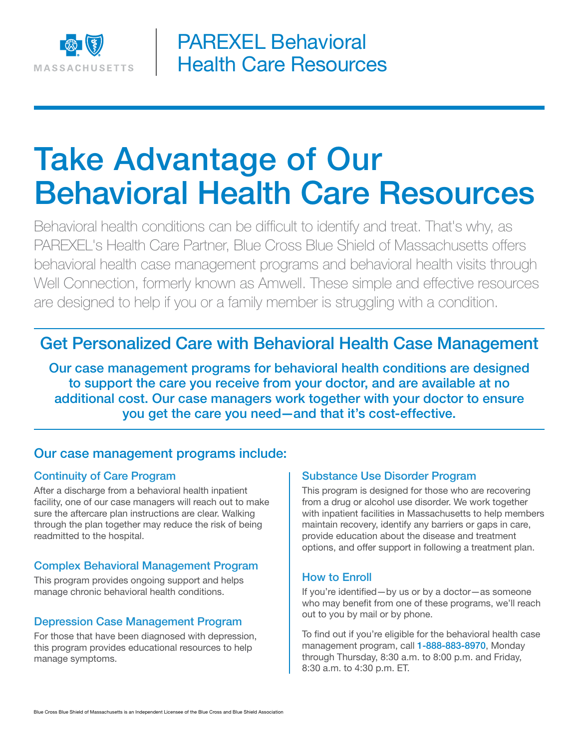MASSACHUSETTS

PAREXEL Behavioral Health Care Resources

# Take Advantage of Our Behavioral Health Care Resources

Behavioral health conditions can be difficult to identify and treat. That's why, as PAREXEL's Health Care Partner, Blue Cross Blue Shield of Massachusetts offers behavioral health case management programs and behavioral health visits through Well Connection, formerly known as Amwell. These simple and effective resources are designed to help if you or a family member is struggling with a condition.

## Get Personalized Care with Behavioral Health Case Management

**Our case management programs for behavioral health conditions are designed to support the care you receive from your doctor, and are available at no additional cost. Our case managers work together with your doctor to ensure you get the care you need—and that it's cost-effective.**

### Our case management programs include:

#### Continuity of Care Program

After a discharge from a behavioral health inpatient facility, one of our case managers will reach out to make sure the aftercare plan instructions are clear. Walking through the plan together may reduce the risk of being readmitted to the hospital.

#### Complex Behavioral Management Program

This program provides ongoing support and helps manage chronic behavioral health conditions.

#### Depression Case Management Program

For those that have been diagnosed with depression, this program provides educational resources to help manage symptoms.

#### Substance Use Disorder Program

This program is designed for those who are recovering from a drug or alcohol use disorder. We work together with inpatient facilities in Massachusetts to help members maintain recovery, identify any barriers or gaps in care, provide education about the disease and treatment options, and offer support in following a treatment plan.

#### How to Enroll

If you're identified—by us or by a doctor—as someone who may benefit from one of these programs, we'll reach out to you by mail or by phone.

To find out if you're eligible for the behavioral health case management program, call 1-888-883-8970, Monday through Thursday, 8:30 a.m. to 8:00 p.m. and Friday, 8:30 a.m. to 4:30 p.m. ET.

Blue Cross Blue Shield of Massachusetts is an Independent Licensee of the Blue Cross and Blue Shield Association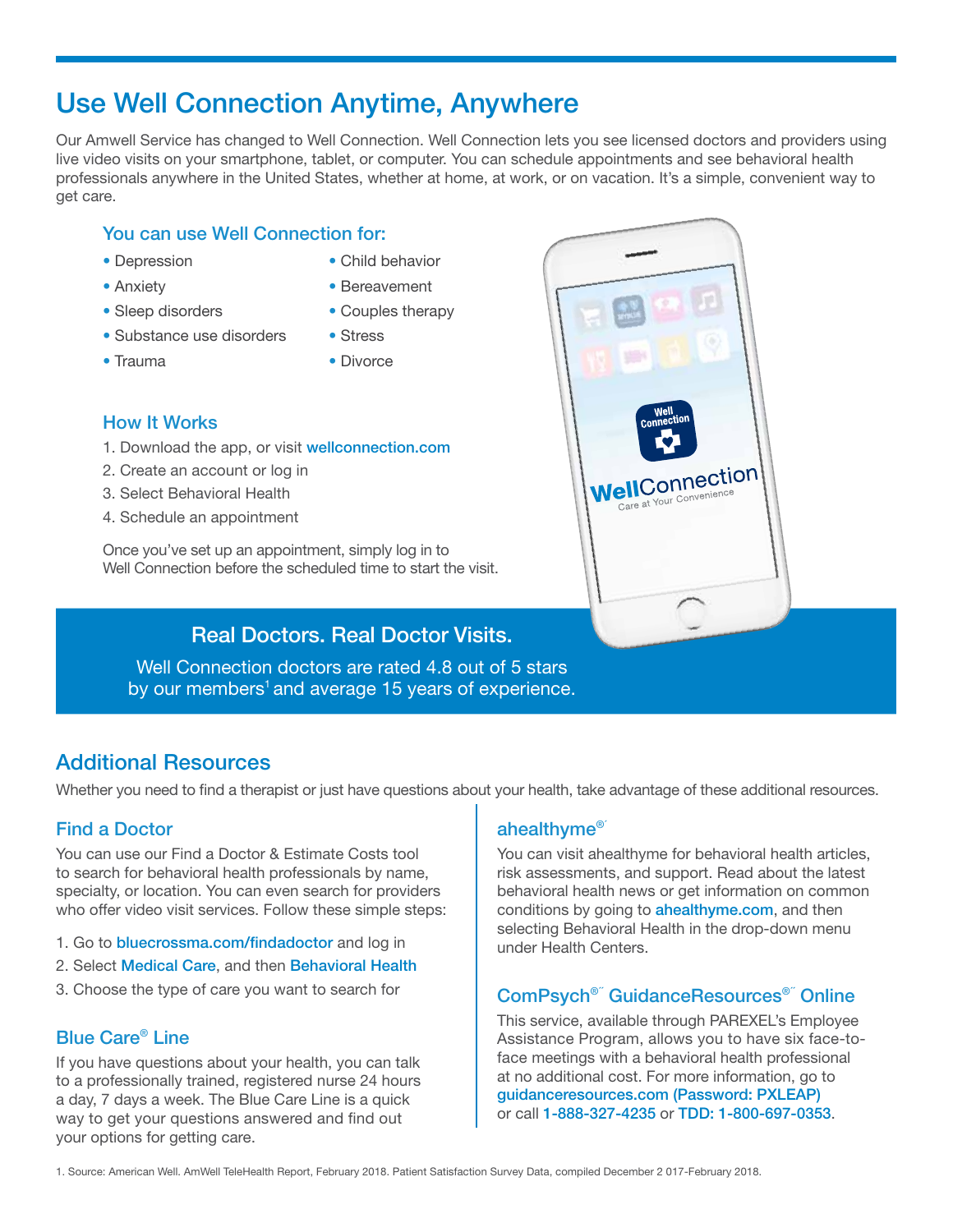# Use Well Connection Anytime, Anywhere

Our Amwell Service has changed to Well Connection. Well Connection lets you see licensed doctors and providers using live video visits on your smartphone, tablet, or computer. You can schedule appointments and see behavioral health professionals anywhere in the United States, whether at home, at work, or on vacation. It's a simple, convenient way to get care.

### You can use Well Connection for:

- Depression
- Anxiety
- Sleep disorders
- Substance use disorders
- Trauma
- Child behavior
- Bereavement
- Couples therapy
- Stress
- Divorce

### How It Works

1. Download the app, or visit wellconnection.com
2. Create an account or log in
3. Select Behavioral Health
4. Schedule an appointment

Once you've set up an appointment, simply log in to Well Connection before the scheduled time to start the visit.

### Real Doctors. Real Doctor Visits.

Well Connection doctors are rated 4.8 out of 5 stars by our members[1] and average 15 years of experience.

## Additional Resources

Whether you need to find a therapist or just have questions about your health, take advantage of these additional resources.

### Find a Doctor

You can use our Find a Doctor & Estimate Costs tool to search for behavioral health professionals by name, specialty, or location. You can even search for providers who offer video visit services. Follow these simple steps:

1. Go to bluecrossma.com/findadoctor and log in
2. Select Medical Care, and then Behavioral Health
3. Choose the type of care you want to search for

### Blue Care® Line

If you have questions about your health, you can talk to a professionally trained, registered nurse 24 hours a day, 7 days a week. The Blue Care Line is a quick way to get your questions answered and find out your options for getting care.

### ahealthyme®´

You can visit ahealthyme for behavioral health articles, risk assessments, and support. Read about the latest behavioral health news or get information on common conditions by going to ahealthyme.com, and then selecting Behavioral Health in the drop-down menu under Health Centers.

### ComPsych®˝ GuidanceResources®˝ Online

This service, available through PAREXEL's Employee Assistance Program, allows you to have six face-to-face meetings with a behavioral health professional at no additional cost. For more information, go to guidanceresources.com (Password: PXLEAP) or call 1-888-327-4235 or TDD: 1-800-697-0353.

1. Source: American Well. AmWell TeleHealth Report, February 2018. Patient Satisfaction Survey Data, compiled December 2 017-February 2018.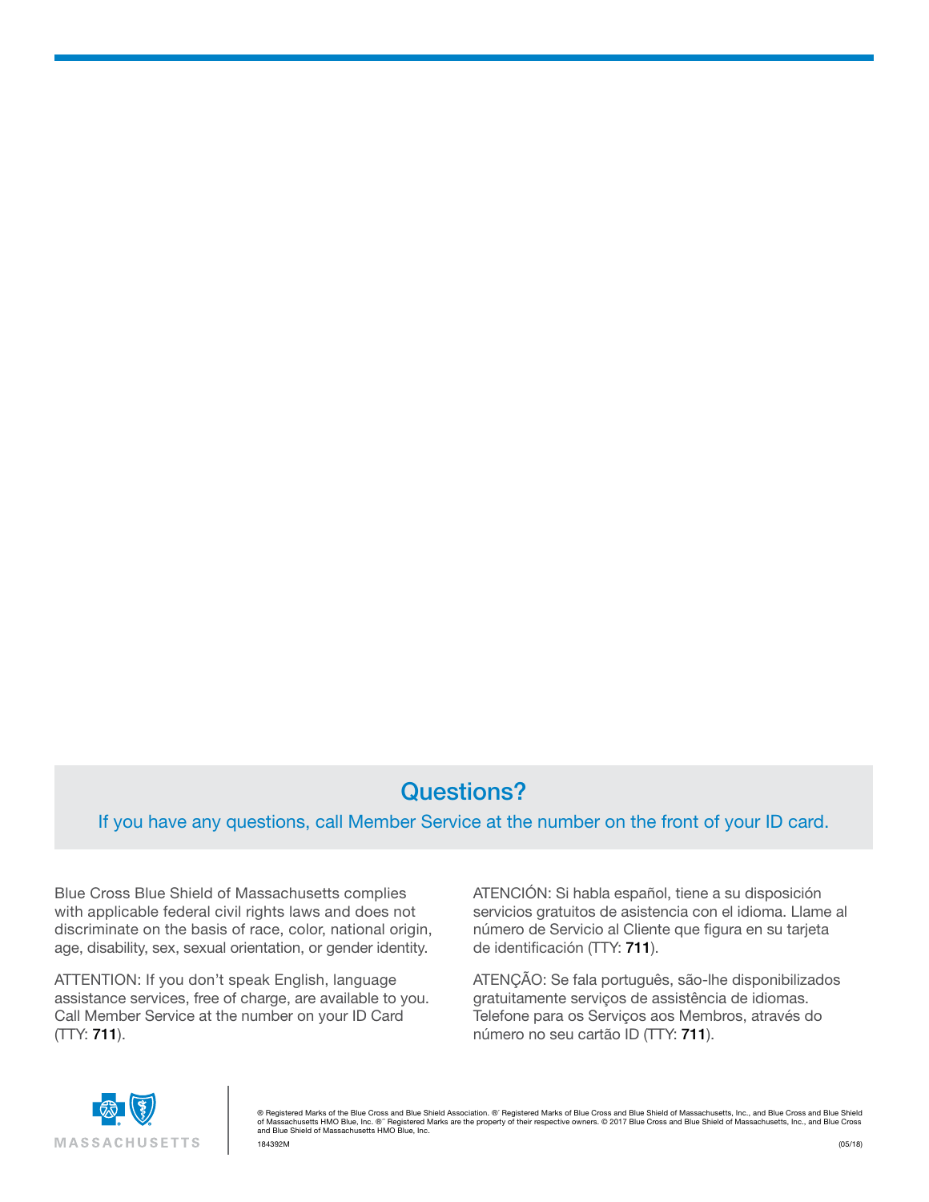## Questions?

If you have any questions, call Member Service at the number on the front of your ID card.

Blue Cross Blue Shield of Massachusetts complies with applicable federal civil rights laws and does not discriminate on the basis of race, color, national origin, age, disability, sex, sexual orientation, or gender identity.

ATTENTION: If you don't speak English, language assistance services, free of charge, are available to you. Call Member Service at the number on your ID Card (TTY: **711**).

ATENCIÓN: Si habla español, tiene a su disposición servicios gratuitos de asistencia con el idioma. Llame al número de Servicio al Cliente que figura en su tarjeta de identificación (TTY: **711**).

ATENÇÃO: Se fala português, são-lhe disponibilizados gratuitamente serviços de assistência de idiomas. Telefone para os Serviços aos Membros, através do número no seu cartão ID (TTY: **711**).

MASSACHUSETTS

® Registered Marks of the Blue Cross and Blue Shield Association. ®´ Registered Marks of Blue Cross and Blue Shield of Massachusetts, Inc., and Blue Cross and Blue Shield of Massachusetts HMO Blue, Inc. ®´´ Registered Marks are the property of their respective owners. © 2017 Blue Cross and Blue Shield of Massachusetts, Inc., and Blue Cross and Blue Shield of Massachusetts HMO Blue, Inc.

184392M (05/18)